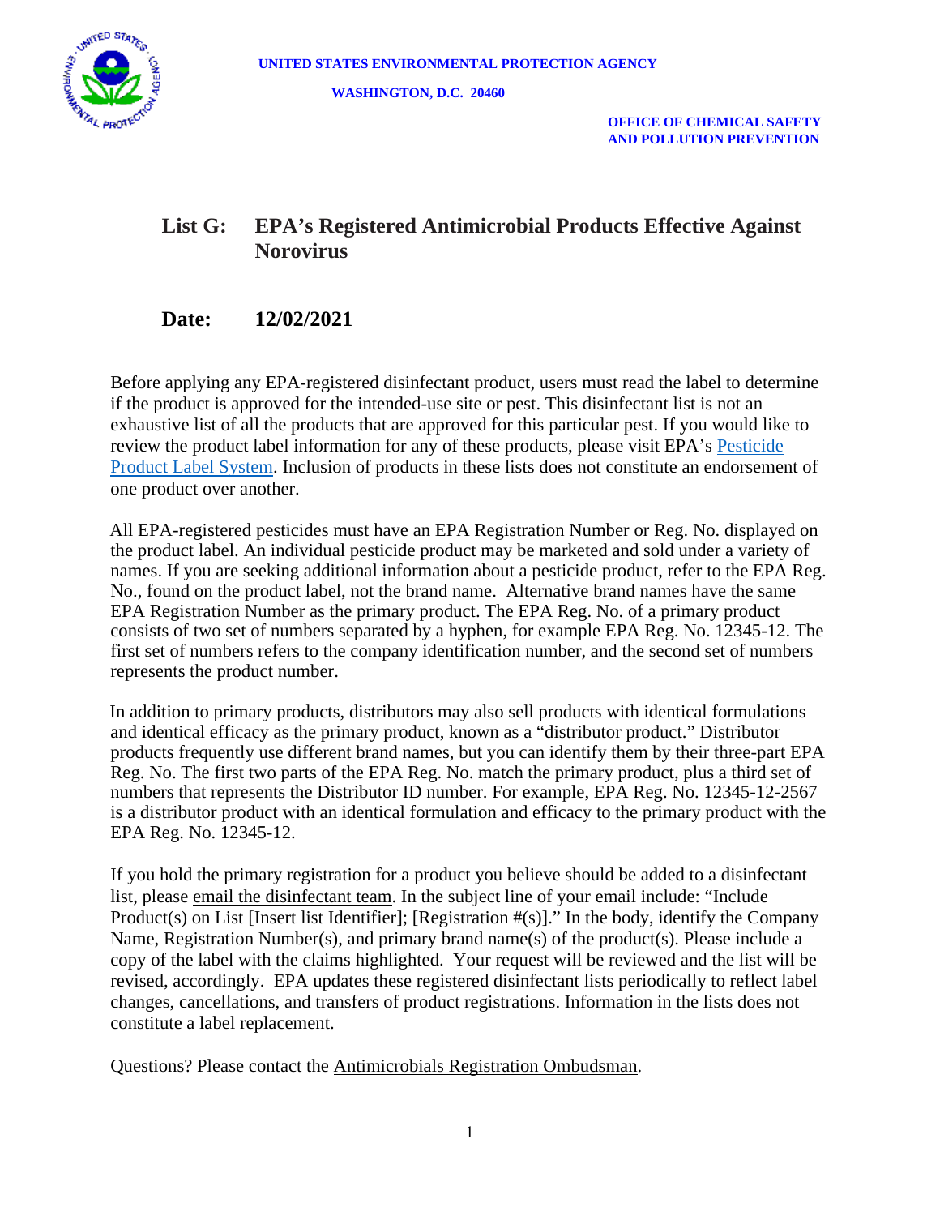**UNITED STATES ENVIRONMENTAL PROTECTION AGENCY**

**WASHINGTON, D.C. 20460**

**OFFICE OF CHEMICAL SAFETY AND POLLUTION PREVENTION**

# List G: EPA's Registered Antimicrobial Products Effective Against Norovirus

## Date: 12/02/2021

Before applying any EPA-registered disinfectant product, users must read the label to determine if the product is approved for the intended-use site or pest. This disinfectant list is not an exhaustive list of all the products that are approved for this particular pest. If you would like to review the product label information for any of these products, please visit EPA's Pesticide Product Label System. Inclusion of products in these lists does not constitute an endorsement of one product over another.

All EPA-registered pesticides must have an EPA Registration Number or Reg. No. displayed on the product label. An individual pesticide product may be marketed and sold under a variety of names. If you are seeking additional information about a pesticide product, refer to the EPA Reg. No., found on the product label, not the brand name. Alternative brand names have the same EPA Registration Number as the primary product. The EPA Reg. No. of a primary product consists of two set of numbers separated by a hyphen, for example EPA Reg. No. 12345-12. The first set of numbers refers to the company identification number, and the second set of numbers represents the product number.

In addition to primary products, distributors may also sell products with identical formulations and identical efficacy as the primary product, known as a "distributor product." Distributor products frequently use different brand names, but you can identify them by their three-part EPA Reg. No. The first two parts of the EPA Reg. No. match the primary product, plus a third set of numbers that represents the Distributor ID number. For example, EPA Reg. No. 12345-12-2567 is a distributor product with an identical formulation and efficacy to the primary product with the EPA Reg. No. 12345-12.

If you hold the primary registration for a product you believe should be added to a disinfectant list, please email the disinfectant team. In the subject line of your email include: "Include Product(s) on List [Insert list Identifier]; [Registration #(s)]." In the body, identify the Company Name, Registration Number(s), and primary brand name(s) of the product(s). Please include a copy of the label with the claims highlighted. Your request will be reviewed and the list will be revised, accordingly. EPA updates these registered disinfectant lists periodically to reflect label changes, cancellations, and transfers of product registrations. Information in the lists does not constitute a label replacement.

Questions? Please contact the Antimicrobials Registration Ombudsman.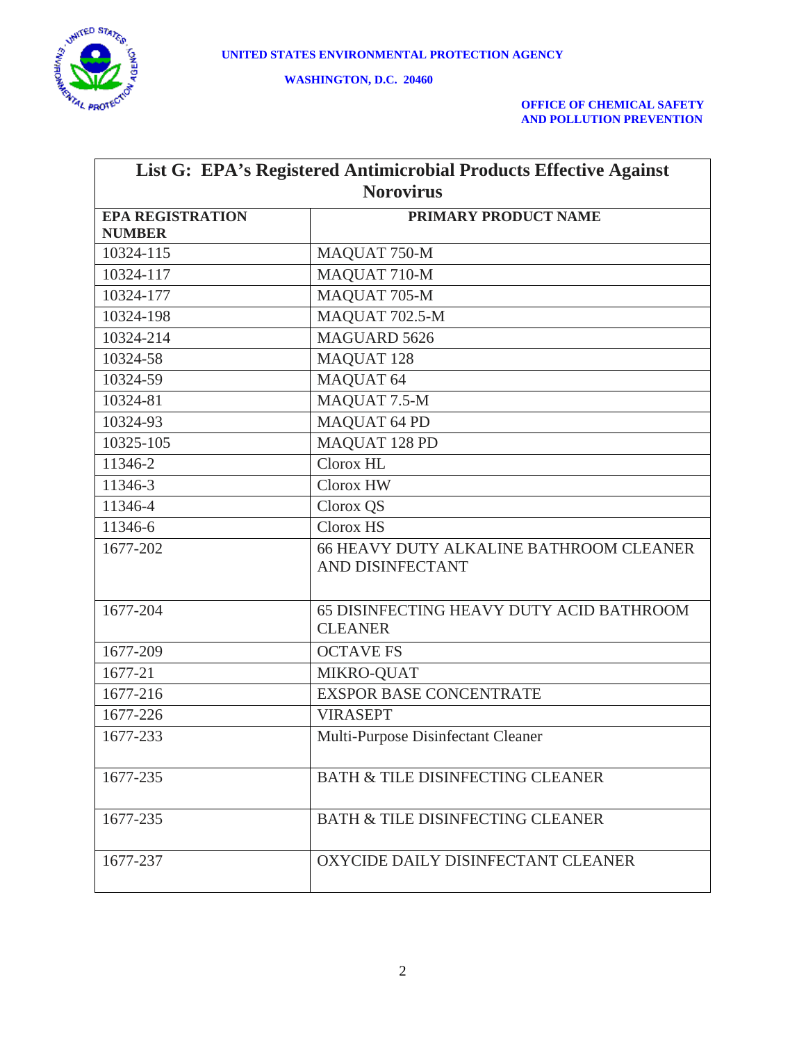UNITED STATES ENVIRONMENTAL PROTECTION AGENCY

WASHINGTON, D.C. 20460

OFFICE OF CHEMICAL SAFETY AND POLLUTION PREVENTION

| List G: EPA's Registered Antimicrobial Products Effective Against Norovirus | |
|---|---|
| **EPA REGISTRATION NUMBER** | **PRIMARY PRODUCT NAME** |
| 10324-115 | MAQUAT 750-M |
| 10324-117 | MAQUAT 710-M |
| 10324-177 | MAQUAT 705-M |
| 10324-198 | MAQUAT 702.5-M |
| 10324-214 | MAGUARD 5626 |
| 10324-58 | MAQUAT 128 |
| 10324-59 | MAQUAT 64 |
| 10324-81 | MAQUAT 7.5-M |
| 10324-93 | MAQUAT 64 PD |
| 10325-105 | MAQUAT 128 PD |
| 11346-2 | Clorox HL |
| 11346-3 | Clorox HW |
| 11346-4 | Clorox QS |
| 11346-6 | Clorox HS |
| 1677-202 | 66 HEAVY DUTY ALKALINE BATHROOM CLEANER AND DISINFECTANT |
| 1677-204 | 65 DISINFECTING HEAVY DUTY ACID BATHROOM CLEANER |
| 1677-209 | OCTAVE FS |
| 1677-21 | MIKRO-QUAT |
| 1677-216 | EXSPOR BASE CONCENTRATE |
| 1677-226 | VIRASEPT |
| 1677-233 | Multi-Purpose Disinfectant Cleaner |
| 1677-235 | BATH & TILE DISINFECTING CLEANER |
| 1677-235 | BATH & TILE DISINFECTING CLEANER |
| 1677-237 | OXYCIDE DAILY DISINFECTANT CLEANER |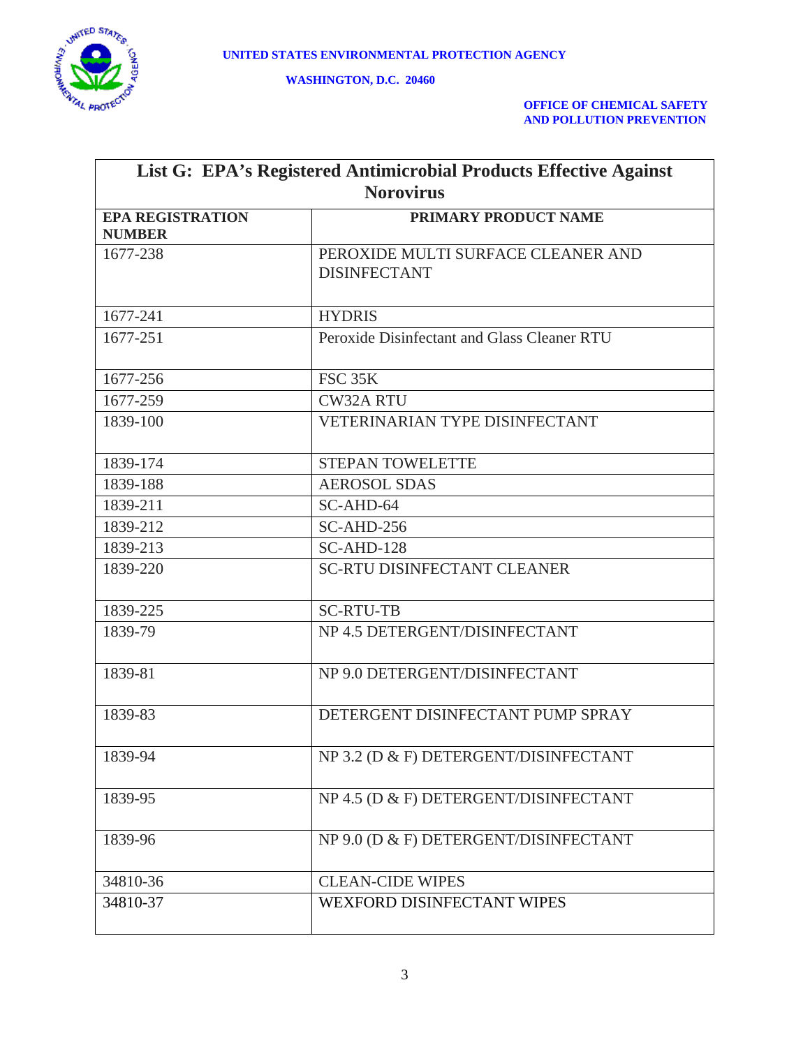UNITED STATES ENVIRONMENTAL PROTECTION AGENCY

WASHINGTON, D.C. 20460

OFFICE OF CHEMICAL SAFETY
AND POLLUTION PREVENTION

## List G: EPA's Registered Antimicrobial Products Effective Against Norovirus

| EPA REGISTRATION NUMBER | PRIMARY PRODUCT NAME |
|---|---|
| 1677-238 | PEROXIDE MULTI SURFACE CLEANER AND DISINFECTANT |
| 1677-241 | HYDRIS |
| 1677-251 | Peroxide Disinfectant and Glass Cleaner RTU |
| 1677-256 | FSC 35K |
| 1677-259 | CW32A RTU |
| 1839-100 | VETERINARIAN TYPE DISINFECTANT |
| 1839-174 | STEPAN TOWELETTE |
| 1839-188 | AEROSOL SDAS |
| 1839-211 | SC-AHD-64 |
| 1839-212 | SC-AHD-256 |
| 1839-213 | SC-AHD-128 |
| 1839-220 | SC-RTU DISINFECTANT CLEANER |
| 1839-225 | SC-RTU-TB |
| 1839-79 | NP 4.5 DETERGENT/DISINFECTANT |
| 1839-81 | NP 9.0 DETERGENT/DISINFECTANT |
| 1839-83 | DETERGENT DISINFECTANT PUMP SPRAY |
| 1839-94 | NP 3.2 (D & F) DETERGENT/DISINFECTANT |
| 1839-95 | NP 4.5 (D & F) DETERGENT/DISINFECTANT |
| 1839-96 | NP 9.0 (D & F) DETERGENT/DISINFECTANT |
| 34810-36 | CLEAN-CIDE WIPES |
| 34810-37 | WEXFORD DISINFECTANT WIPES |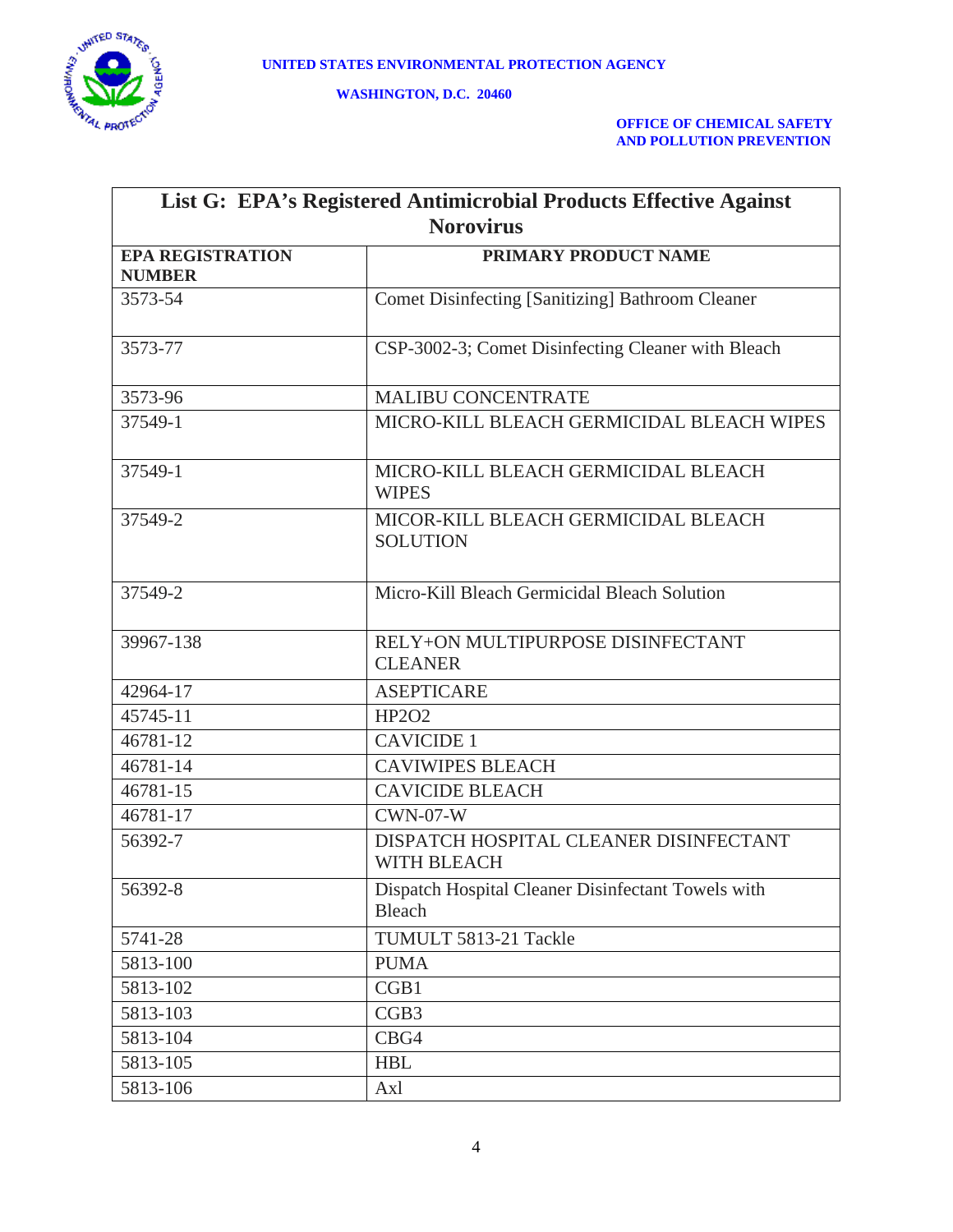UNITED STATES ENVIRONMENTAL PROTECTION AGENCY

WASHINGTON, D.C. 20460

OFFICE OF CHEMICAL SAFETY AND POLLUTION PREVENTION

| List G: EPA's Registered Antimicrobial Products Effective Against Norovirus | |
|---|---|
| **EPA REGISTRATION NUMBER** | **PRIMARY PRODUCT NAME** |
| 3573-54 | Comet Disinfecting [Sanitizing] Bathroom Cleaner |
| 3573-77 | CSP-3002-3; Comet Disinfecting Cleaner with Bleach |
| 3573-96 | MALIBU CONCENTRATE |
| 37549-1 | MICRO-KILL BLEACH GERMICIDAL BLEACH WIPES |
| 37549-1 | MICRO-KILL BLEACH GERMICIDAL BLEACH WIPES |
| 37549-2 | MICOR-KILL BLEACH GERMICIDAL BLEACH SOLUTION |
| 37549-2 | Micro-Kill Bleach Germicidal Bleach Solution |
| 39967-138 | RELY+ON MULTIPURPOSE DISINFECTANT CLEANER |
| 42964-17 | ASEPTICARE |
| 45745-11 | HP2O2 |
| 46781-12 | CAVICIDE 1 |
| 46781-14 | CAVIWIPES BLEACH |
| 46781-15 | CAVICIDE BLEACH |
| 46781-17 | CWN-07-W |
| 56392-7 | DISPATCH HOSPITAL CLEANER DISINFECTANT WITH BLEACH |
| 56392-8 | Dispatch Hospital Cleaner Disinfectant Towels with Bleach |
| 5741-28 | TUMULT 5813-21 Tackle |
| 5813-100 | PUMA |
| 5813-102 | CGB1 |
| 5813-103 | CGB3 |
| 5813-104 | CBG4 |
| 5813-105 | HBL |
| 5813-106 | Axl |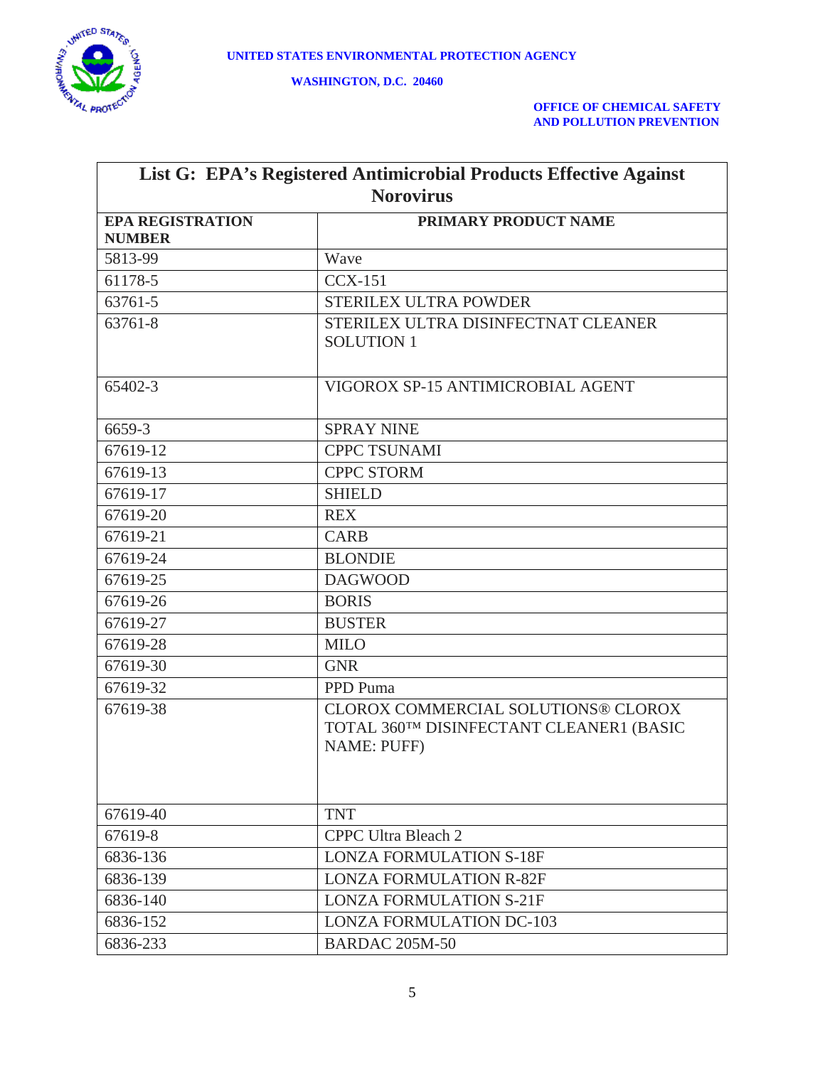UNITED STATES ENVIRONMENTAL PROTECTION AGENCY

WASHINGTON, D.C. 20460

OFFICE OF CHEMICAL SAFETY AND POLLUTION PREVENTION

| List G: EPA's Registered Antimicrobial Products Effective Against Norovirus | |
|---|---|
| **EPA REGISTRATION NUMBER** | **PRIMARY PRODUCT NAME** |
| 5813-99 | Wave |
| 61178-5 | CCX-151 |
| 63761-5 | STERILEX ULTRA POWDER |
| 63761-8 | STERILEX ULTRA DISINFECTNAT CLEANER SOLUTION 1 |
| 65402-3 | VIGOROX SP-15 ANTIMICROBIAL AGENT |
| 6659-3 | SPRAY NINE |
| 67619-12 | CPPC TSUNAMI |
| 67619-13 | CPPC STORM |
| 67619-17 | SHIELD |
| 67619-20 | REX |
| 67619-21 | CARB |
| 67619-24 | BLONDIE |
| 67619-25 | DAGWOOD |
| 67619-26 | BORIS |
| 67619-27 | BUSTER |
| 67619-28 | MILO |
| 67619-30 | GNR |
| 67619-32 | PPD Puma |
| 67619-38 | CLOROX COMMERCIAL SOLUTIONS® CLOROX TOTAL 360™ DISINFECTANT CLEANER1 (BASIC NAME: PUFF) |
| 67619-40 | TNT |
| 67619-8 | CPPC Ultra Bleach 2 |
| 6836-136 | LONZA FORMULATION S-18F |
| 6836-139 | LONZA FORMULATION R-82F |
| 6836-140 | LONZA FORMULATION S-21F |
| 6836-152 | LONZA FORMULATION DC-103 |
| 6836-233 | BARDAC 205M-50 |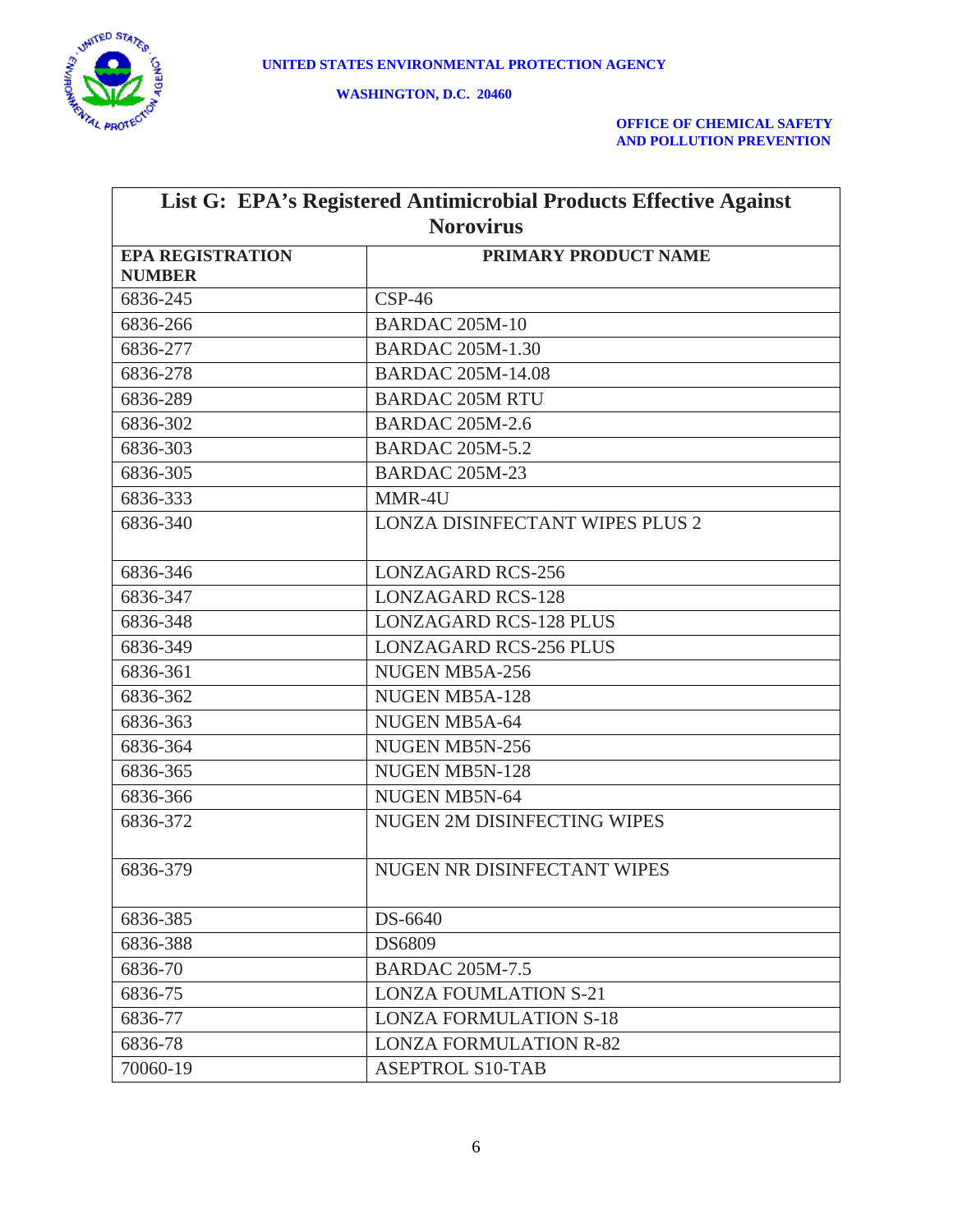UNITED STATES ENVIRONMENTAL PROTECTION AGENCY

WASHINGTON, D.C. 20460

OFFICE OF CHEMICAL SAFETY AND POLLUTION PREVENTION

| List G: EPA's Registered Antimicrobial Products Effective Against Norovirus | |
|---|---|
| **EPA REGISTRATION NUMBER** | **PRIMARY PRODUCT NAME** |
| 6836-245 | CSP-46 |
| 6836-266 | BARDAC 205M-10 |
| 6836-277 | BARDAC 205M-1.30 |
| 6836-278 | BARDAC 205M-14.08 |
| 6836-289 | BARDAC 205M RTU |
| 6836-302 | BARDAC 205M-2.6 |
| 6836-303 | BARDAC 205M-5.2 |
| 6836-305 | BARDAC 205M-23 |
| 6836-333 | MMR-4U |
| 6836-340 | LONZA DISINFECTANT WIPES PLUS 2 |
| 6836-346 | LONZAGARD RCS-256 |
| 6836-347 | LONZAGARD RCS-128 |
| 6836-348 | LONZAGARD RCS-128 PLUS |
| 6836-349 | LONZAGARD RCS-256 PLUS |
| 6836-361 | NUGEN MB5A-256 |
| 6836-362 | NUGEN MB5A-128 |
| 6836-363 | NUGEN MB5A-64 |
| 6836-364 | NUGEN MB5N-256 |
| 6836-365 | NUGEN MB5N-128 |
| 6836-366 | NUGEN MB5N-64 |
| 6836-372 | NUGEN 2M DISINFECTING WIPES |
| 6836-379 | NUGEN NR DISINFECTANT WIPES |
| 6836-385 | DS-6640 |
| 6836-388 | DS6809 |
| 6836-70 | BARDAC 205M-7.5 |
| 6836-75 | LONZA FOUMLATION S-21 |
| 6836-77 | LONZA FORMULATION S-18 |
| 6836-78 | LONZA FORMULATION R-82 |
| 70060-19 | ASEPTROL S10-TAB |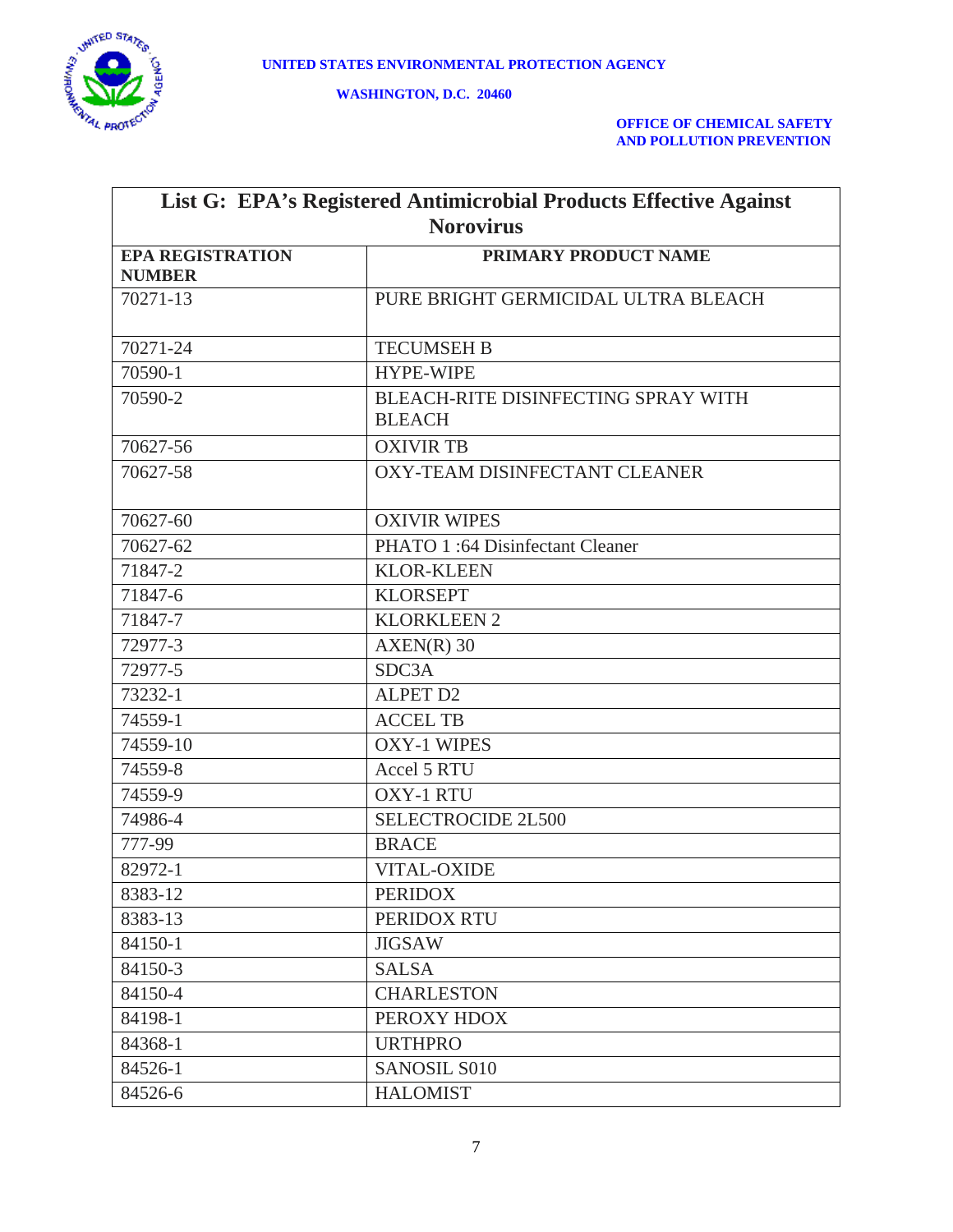UNITED STATES ENVIRONMENTAL PROTECTION AGENCY

WASHINGTON, D.C. 20460

OFFICE OF CHEMICAL SAFETY AND POLLUTION PREVENTION

| List G: EPA's Registered Antimicrobial Products Effective Against Norovirus | |
|---|---|
| **EPA REGISTRATION NUMBER** | **PRIMARY PRODUCT NAME** |
| 70271-13 | PURE BRIGHT GERMICIDAL ULTRA BLEACH |
| 70271-24 | TECUMSEH B |
| 70590-1 | HYPE-WIPE |
| 70590-2 | BLEACH-RITE DISINFECTING SPRAY WITH BLEACH |
| 70627-56 | OXIVIR TB |
| 70627-58 | OXY-TEAM DISINFECTANT CLEANER |
| 70627-60 | OXIVIR WIPES |
| 70627-62 | PHATO 1 :64 Disinfectant Cleaner |
| 71847-2 | KLOR-KLEEN |
| 71847-6 | KLORSEPT |
| 71847-7 | KLORKLEEN 2 |
| 72977-3 | AXEN(R) 30 |
| 72977-5 | SDC3A |
| 73232-1 | ALPET D2 |
| 74559-1 | ACCEL TB |
| 74559-10 | OXY-1 WIPES |
| 74559-8 | Accel 5 RTU |
| 74559-9 | OXY-1 RTU |
| 74986-4 | SELECTROCIDE 2L500 |
| 777-99 | BRACE |
| 82972-1 | VITAL-OXIDE |
| 8383-12 | PERIDOX |
| 8383-13 | PERIDOX RTU |
| 84150-1 | JIGSAW |
| 84150-3 | SALSA |
| 84150-4 | CHARLESTON |
| 84198-1 | PEROXY HDOX |
| 84368-1 | URTHPRO |
| 84526-1 | SANOSIL S010 |
| 84526-6 | HALOMIST |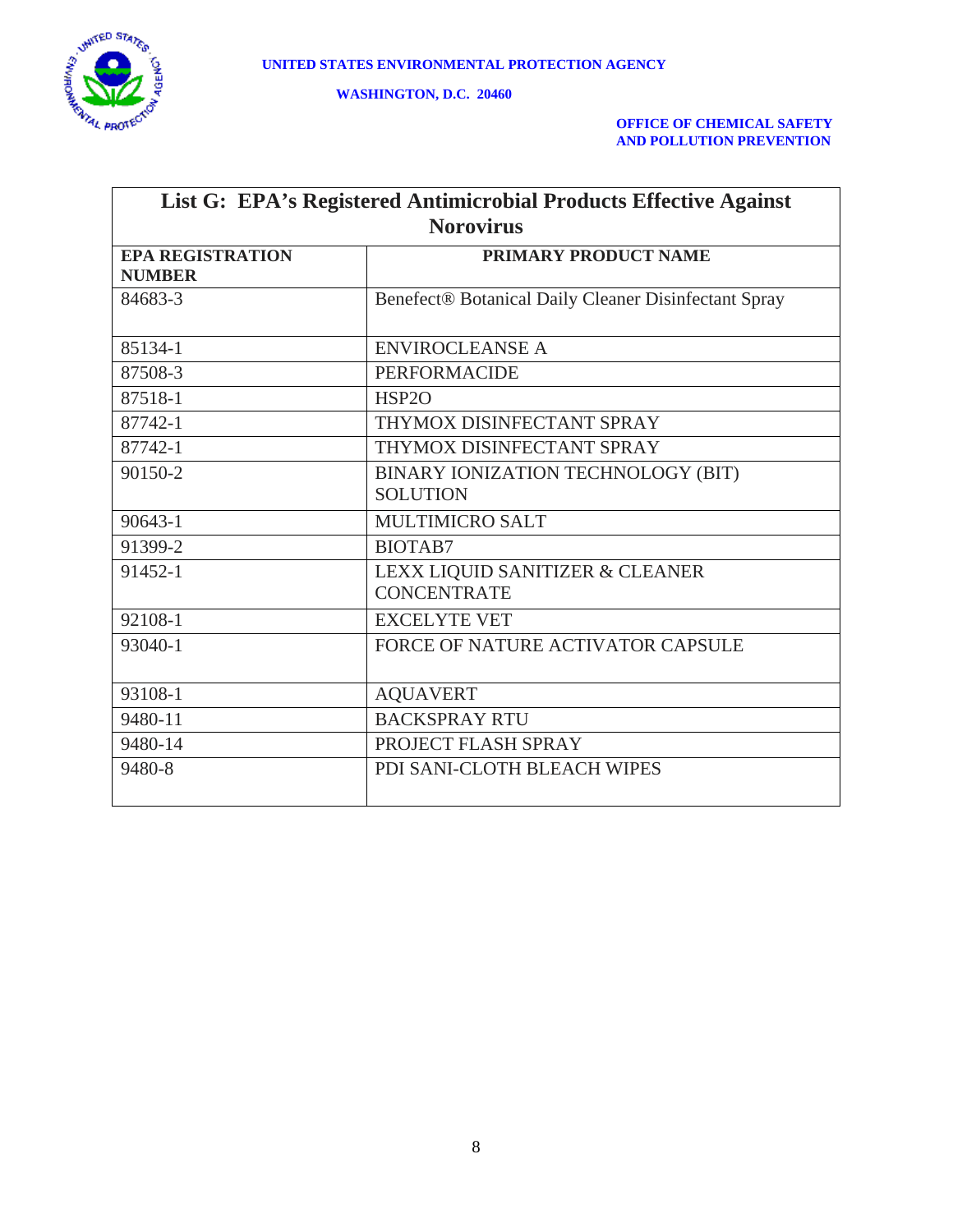UNITED STATES ENVIRONMENTAL PROTECTION AGENCY

WASHINGTON, D.C. 20460

OFFICE OF CHEMICAL SAFETY
AND POLLUTION PREVENTION

## List G: EPA's Registered Antimicrobial Products Effective Against Norovirus

| EPA REGISTRATION NUMBER | PRIMARY PRODUCT NAME |
|---|---|
| 84683-3 | Benefect® Botanical Daily Cleaner Disinfectant Spray |
| 85134-1 | ENVIROCLEANSE A |
| 87508-3 | PERFORMACIDE |
| 87518-1 | HSP2O |
| 87742-1 | THYMOX DISINFECTANT SPRAY |
| 87742-1 | THYMOX DISINFECTANT SPRAY |
| 90150-2 | BINARY IONIZATION TECHNOLOGY (BIT) SOLUTION |
| 90643-1 | MULTIMICRO SALT |
| 91399-2 | BIOTAB7 |
| 91452-1 | LEXX LIQUID SANITIZER & CLEANER CONCENTRATE |
| 92108-1 | EXCELYTE VET |
| 93040-1 | FORCE OF NATURE ACTIVATOR CAPSULE |
| 93108-1 | AQUAVERT |
| 9480-11 | BACKSPRAY RTU |
| 9480-14 | PROJECT FLASH SPRAY |
| 9480-8 | PDI SANI-CLOTH BLEACH WIPES |